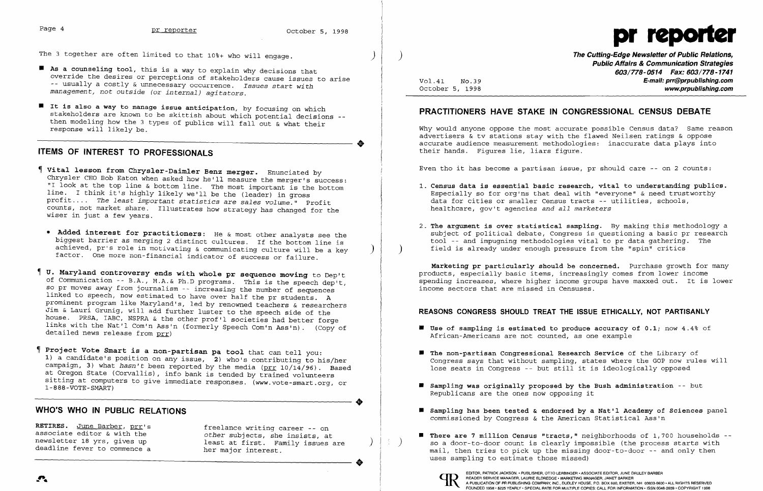The 3 together are often limited to that 10%+ who will engage.

- **As a counseling tool**, this is a way to explain why decisions that override the desires or perceptions of stakeholders cause issues to arise -- usually a costly & unnecessary occurrence. *Issues start with management, not outside (or internal) agitators.*

- **It is also a way to manage issue anticipation**, by focusing on which stakeholders are known to be skittish about which potential decisions -- then modeling how the 3 types of publics will fall out & what their response will likely be.

## ITEMS OF INTEREST TO PROFESSIONALS

¶ **Vital lesson from Chrysler-Daimler Benz merger.** Enunciated by Chrysler CEO Bob Eaton when asked how he'll measure the merger's success: "I look at the top line & bottom line. The most important is the bottom line. I think it's highly likely we'll be the (leader) in gross profit.... *The least important statistics are sales volume.*" Profit counts, not market share. Illustrates how strategy has changed for the wiser in just a few years.

- **Added interest for practitioners:** He & most other analysts see the biggest barrier as merging 2 distinct cultures. If the bottom line is achieved, pr's role in motivating & communicating culture will be a key factor. One more non-financial indicator of success or failure.

¶ **U. Maryland controversy ends with whole pr sequence moving** to Dep't of Communication -- B.A., M.A.& Ph.D programs. This is the speech dep't, so pr moves away from journalism -- increasing the number of sequences linked to speech, now estimated to have over half the pr students. A prominent program like Maryland's, led by renowned teachers & researchers Jim & Lauri Grunig, will add further luster to the speech side of the house. PRSA, IABC, NSPRA & the other prof'l societies had better forge links with the Nat'l Com'n Ass'n (formerly Speech Com'n Ass'n). (Copy of detailed news release from prr)

¶ **Project Vote Smart is a non-partisan pa tool** that can tell you: 1) a candidate's position on any issue, 2) who's contributing to his/her campaign, 3) what *hasn't* been reported by the media (prr 10/14/96). Based at Oregon State (Corvallis), info bank is tended by trained volunteers sitting at computers to give immediate responses. (www.vote-smart.org, or 1-888-VOTE-SMART)

## WHO'S WHO IN PUBLIC RELATIONS

**RETIRES.** June Barber, prr's associate editor & with the newsletter 18 yrs, gives up deadline fever to commence a freelance writing career -- on *other* subjects, she insists, at least at first. Family issues are her major interest.

# pr reporter

**The Cutting-Edge Newsletter of Public Relations, Public Affairs & Communication Strategies**
**603/778-0514 Fax: 603/778-1741**
**E-mail: prr@prpublishing.com**
**www.prpublishing.com**

Vol.41 No.39
October 5, 1998

## PRACTITIONERS HAVE STAKE IN CONGRESSIONAL CENSUS DEBATE

Why would anyone oppose the most accurate possible Census data? Same reason advertisers & tv stations stay with the flawed Neilsen ratings & oppose accurate audience measurement methodologies: inaccurate data plays into their hands. Figures lie, liars figure.

Even tho it has become a partisan issue, pr should care -- on 2 counts:

1. **Census data is essential basic research, vital to understanding publics.** Especially so for org'ns that deal with "everyone" & need trustworthy data for cities or smaller Census tracts -- utilities, schools, healthcare, gov't agencies *and all marketers*

2. **The argument is over statistical sampling.** By making this methodology a subject of political debate, Congress is questioning a basic pr research tool -- and impugning methodologies vital to pr data gathering. The field is already under enough pressure from the "spin" critics

**Marketing pr particularly should be concerned.** Purchase growth for many products, especially basic items, increasingly comes from lower income spending increases, where higher income groups have maxxed out. It is lower income sectors that are missed in Censuses.

### REASONS CONGRESS SHOULD TREAT THE ISSUE ETHICALLY, NOT PARTISANLY

- **Use of sampling is estimated to produce accuracy of 0.1**; now 4.4% of African-Americans are not counted, as one example

- **The non-partisan Congressional Research Service** of the Library of Congress says that without sampling, states where the GOP now rules will lose seats in Congress -- but still it is ideologically opposed

- **Sampling was originally proposed by the Bush administration** -- but Republicans are the ones now opposing it

- **Sampling has been tested & endorsed by a Nat'l Academy of Sciences** panel commissioned by Congress & the American Statistical Ass'n

- **There are 7 million Census "tracts,"** neighborhoods of 1,700 households -- so a door-to-door count is clearly impossible (the process starts with mail, then tries to pick up the missing door-to-door -- and only then uses sampling to estimate those missed)

EDITOR, PATRICK JACKSON • PUBLISHER, OTTO LERBINGER • ASSOCIATE EDITOR, JUNE DRULEY BARBER
READER SERVICE MANAGER, LAURIE ELDREDGE • MARKETING MANAGER, JANET BARKER
A PUBLICATION OF PR PUBLISHING COMPANY, INC., DUDLEY HOUSE, P.O. BOX 600, EXETER, NH 03833-0600 • ALL RIGHTS RESERVED
FOUNDED 1958 • $225 YEARLY • SPECIAL RATE FOR MULTIPLE COPIES: CALL FOR INFORMATION • ISSN 0048-2609 • COPYRIGHT 1998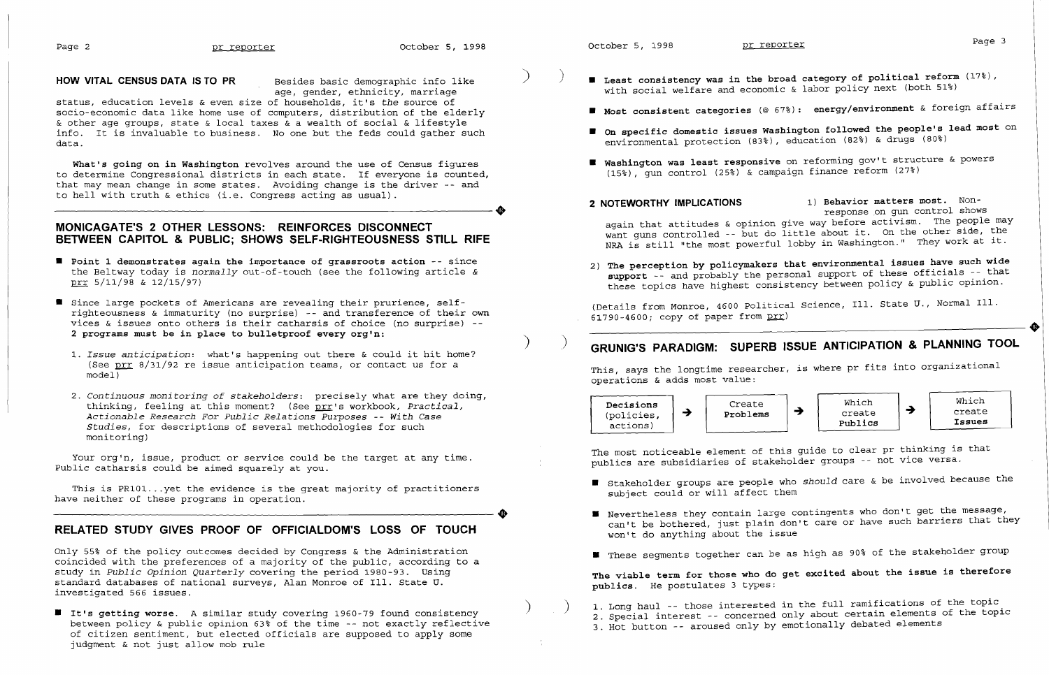**HOW VITAL CENSUS DATA IS TO PR** Besides basic demographic info like age, gender, ethnicity, marriage status, education levels & even size of households, it's *the* source of socio-economic data like home use of computers, distribution of the elderly & other age groups, state & local taxes & a wealth of social & lifestyle info. It is invaluable to business. No one but the feds could gather such data.

**What's going on in Washington** revolves around the use of Census figures to determine Congressional districts in each state. If everyone is counted, that may mean change in some states. Avoiding change is the driver -- and to hell with truth & ethics (i.e. Congress acting as usual).

## MONICAGATE'S 2 OTHER LESSONS: REINFORCES DISCONNECT BETWEEN CAPITOL & PUBLIC; SHOWS SELF-RIGHTEOUSNESS STILL RIFE

- **Point 1 demonstrates again the importance of grassroots action** -- since the Beltway today is *normally* out-of-touch (see the following article & prr 5/11/98 & 12/15/97)
- Since large pockets of Americans are revealing their prurience, self-righteousness & immaturity (no surprise) -- and transference of their own vices & issues onto others is their catharsis of choice (no surprise) -- **2 programs must be in place to bulletproof every org'n:**

  1. *Issue anticipation*: what's happening out there & could it hit home? (See prr 8/31/92 re issue anticipation teams, or contact us for a model)

  2. *Continuous monitoring of stakeholders*: precisely what are they doing, thinking, feeling at this moment? (See prr's workbook, *Practical, Actionable Research For Public Relations Purposes -- With Case Studies*, for descriptions of several methodologies for such monitoring)

Your org'n, issue, product or service could be the target at any time. Public catharsis could be aimed squarely at you.

This is PR101...yet the evidence is the great majority of practitioners have neither of these programs in operation.

## RELATED STUDY GIVES PROOF OF OFFICIALDOM'S LOSS OF TOUCH

Only 55% of the policy outcomes decided by Congress & the Administration coincided with the preferences of a majority of the public, according to a study in *Public Opinion Quarterly* covering the period 1980-93. Using standard databases of national surveys, Alan Monroe of Ill. State U. investigated 566 issues.

- **It's getting worse.** A similar study covering 1960-79 found consistency between policy & public opinion 63% of the time -- not exactly reflective of citizen sentiment, but elected officials are supposed to apply some judgment & not just allow mob rule
- **Least consistency was in the broad category of political reform** (17%), with social welfare and economic & labor policy next (both 51%)
- **Most consistent categories** (@ 67%): **energy/environment** & foreign affairs
- **On specific domestic issues Washington followed the people's lead most** on environmental protection (83%), education (82%) & drugs (80%)
- **Washington was least responsive** on reforming gov't structure & powers (15%), gun control (25%) & campaign finance reform (27%)

**2 NOTEWORTHY IMPLICATIONS** 1) **Behavior matters most.** Non-response on gun control shows again that attitudes & opinion give way before activism. The people may want guns controlled -- but do little about it. On the other side, the NRA is still "the most powerful lobby in Washington." They work at it.

2) **The perception by policymakers that environmental issues have such wide support** -- and probably the personal support of these officials -- that these topics have highest consistency between policy & public opinion.

(Details from Monroe, 4600 Political Science, Ill. State U., Normal Ill. 61790-4600; copy of paper from prr)

## GRUNIG'S PARADIGM: SUPERB ISSUE ANTICIPATION & PLANNING TOOL

This, says the longtime researcher, is where pr fits into organizational operations & adds most value:

**Decisions** (policies, actions) → Create **Problems** → Which create **Publics** → Which create **Issues**

The most noticeable element of this guide to clear pr thinking is that publics are subsidiaries of stakeholder groups -- not vice versa.

- Stakeholder groups are people who *should* care & be involved because the subject could or will affect them
- Nevertheless they contain large contingents who don't get the message, can't be bothered, just plain don't care or have such barriers that they won't do anything about the issue
- These segments together can be as high as 90% of the stakeholder group

**The viable term for those who do get excited about the issue is therefore publics.** He postulates 3 types:

1. Long haul -- those interested in the full ramifications of the topic
2. Special interest -- concerned only about certain elements of the topic
3. Hot button -- aroused only by emotionally debated elements